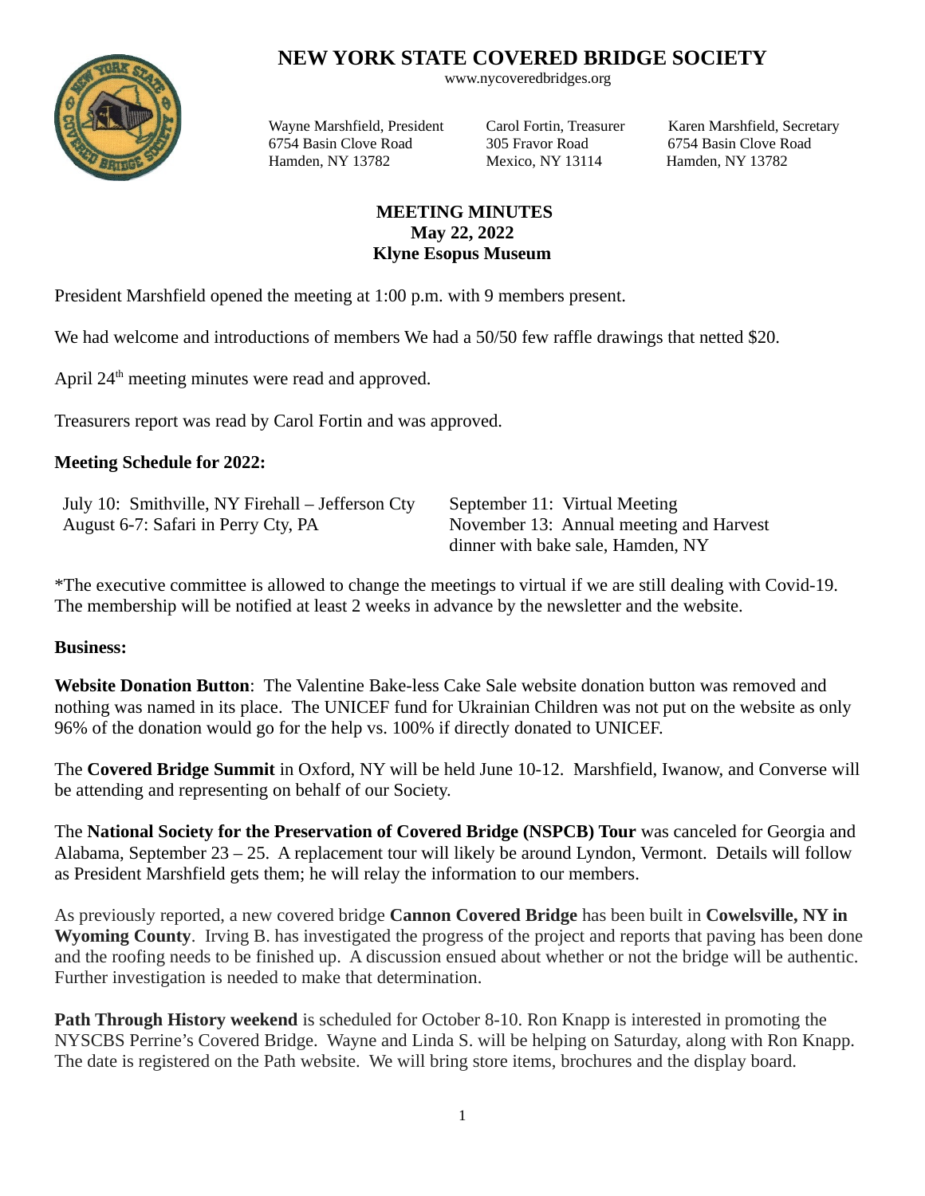# NEW YORK STATE COVERED BRIDGE SOCIETY

www.nycoveredbridges.org

Wayne Marshfield, President
6754 Basin Clove Road
Hamden, NY 13782

Carol Fortin, Treasurer
305 Fravor Road
Mexico, NY 13114

Karen Marshfield, Secretary
6754 Basin Clove Road
Hamden, NY 13782

## MEETING MINUTES
**May 22, 2022**
**Klyne Esopus Museum**

President Marshfield opened the meeting at 1:00 p.m. with 9 members present.

We had welcome and introductions of members We had a 50/50 few raffle drawings that netted $20.

April 24th meeting minutes were read and approved.

Treasurers report was read by Carol Fortin and was approved.

**Meeting Schedule for 2022:**

July 10: Smithville, NY Firehall – Jefferson Cty
August 6-7: Safari in Perry Cty, PA
September 11: Virtual Meeting
November 13: Annual meeting and Harvest dinner with bake sale, Hamden, NY

*The executive committee is allowed to change the meetings to virtual if we are still dealing with Covid-19. The membership will be notified at least 2 weeks in advance by the newsletter and the website.

**Business:**

**Website Donation Button**: The Valentine Bake-less Cake Sale website donation button was removed and nothing was named in its place. The UNICEF fund for Ukrainian Children was not put on the website as only 96% of the donation would go for the help vs. 100% if directly donated to UNICEF.

The **Covered Bridge Summit** in Oxford, NY will be held June 10-12. Marshfield, Iwanow, and Converse will be attending and representing on behalf of our Society.

The **National Society for the Preservation of Covered Bridge (NSPCB) Tour** was canceled for Georgia and Alabama, September 23 – 25. A replacement tour will likely be around Lyndon, Vermont. Details will follow as President Marshfield gets them; he will relay the information to our members.

As previously reported, a new covered bridge **Cannon Covered Bridge** has been built in **Cowelsville, NY in Wyoming County**. Irving B. has investigated the progress of the project and reports that paving has been done and the roofing needs to be finished up. A discussion ensued about whether or not the bridge will be authentic. Further investigation is needed to make that determination.

**Path Through History weekend** is scheduled for October 8-10. Ron Knapp is interested in promoting the NYSCBS Perrine's Covered Bridge. Wayne and Linda S. will be helping on Saturday, along with Ron Knapp. The date is registered on the Path website. We will bring store items, brochures and the display board.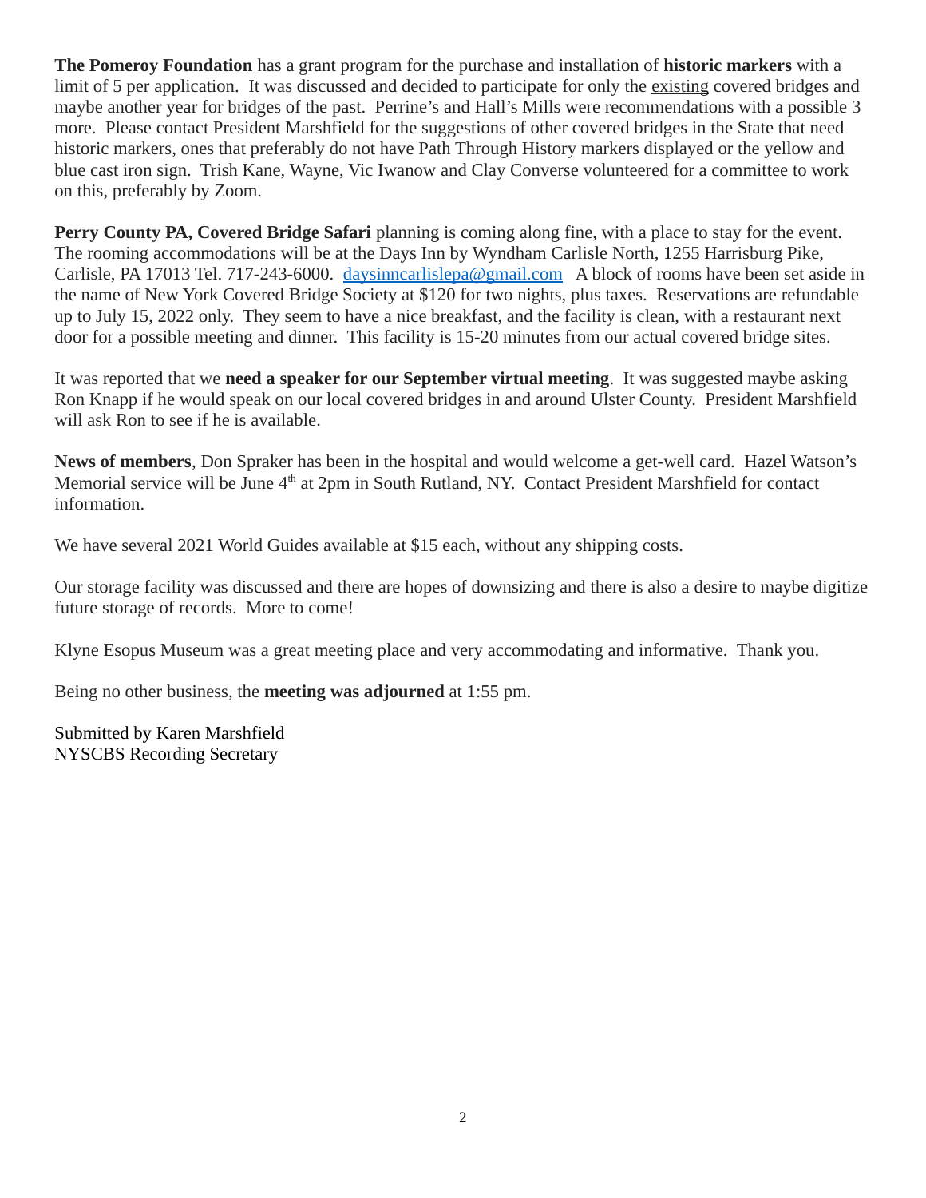**The Pomeroy Foundation** has a grant program for the purchase and installation of **historic markers** with a limit of 5 per application. It was discussed and decided to participate for only the existing covered bridges and maybe another year for bridges of the past. Perrine's and Hall's Mills were recommendations with a possible 3 more. Please contact President Marshfield for the suggestions of other covered bridges in the State that need historic markers, ones that preferably do not have Path Through History markers displayed or the yellow and blue cast iron sign. Trish Kane, Wayne, Vic Iwanow and Clay Converse volunteered for a committee to work on this, preferably by Zoom.

**Perry County PA, Covered Bridge Safari** planning is coming along fine, with a place to stay for the event. The rooming accommodations will be at the Days Inn by Wyndham Carlisle North, 1255 Harrisburg Pike, Carlisle, PA 17013 Tel. 717-243-6000. daysinncarlislepa@gmail.com A block of rooms have been set aside in the name of New York Covered Bridge Society at $120 for two nights, plus taxes. Reservations are refundable up to July 15, 2022 only. They seem to have a nice breakfast, and the facility is clean, with a restaurant next door for a possible meeting and dinner. This facility is 15-20 minutes from our actual covered bridge sites.

It was reported that we **need a speaker for our September virtual meeting**. It was suggested maybe asking Ron Knapp if he would speak on our local covered bridges in and around Ulster County. President Marshfield will ask Ron to see if he is available.

**News of members**, Don Spraker has been in the hospital and would welcome a get-well card. Hazel Watson's Memorial service will be June 4th at 2pm in South Rutland, NY. Contact President Marshfield for contact information.

We have several 2021 World Guides available at $15 each, without any shipping costs.

Our storage facility was discussed and there are hopes of downsizing and there is also a desire to maybe digitize future storage of records. More to come!

Klyne Esopus Museum was a great meeting place and very accommodating and informative. Thank you.

Being no other business, the **meeting was adjourned** at 1:55 pm.

Submitted by Karen Marshfield
NYSCBS Recording Secretary